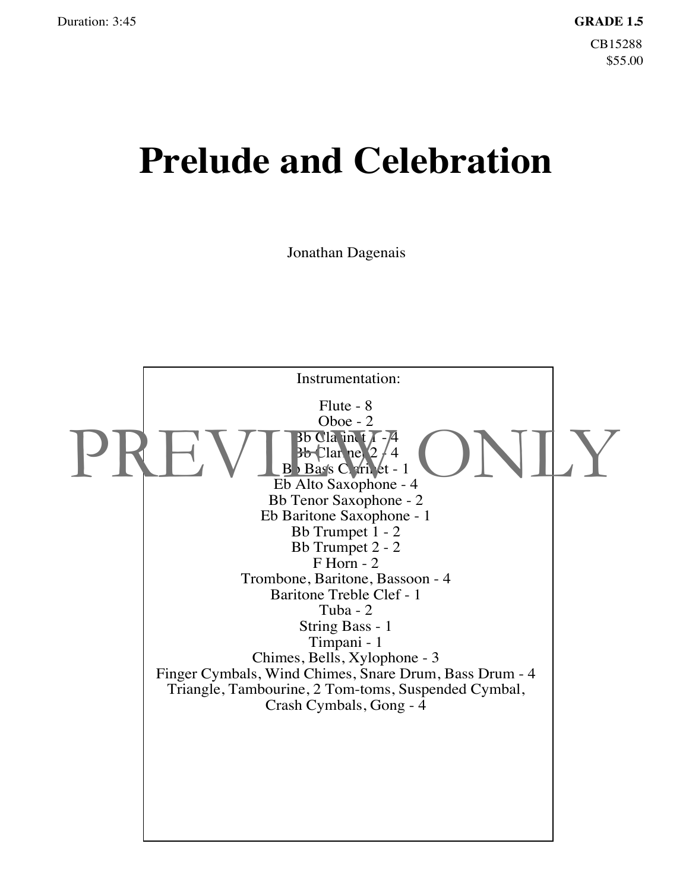Duration: 3:45

**GRADE 1.5**

CB15288

$55.00

# Prelude and Celebration

Jonathan Dagenais

PREVIEW ONLY

Instrumentation:

Flute - 8
Oboe - 2
Bb Clarinet 1 - 4
Bb Clarinet 2 - 4
Bb Bass Clarinet - 1
Eb Alto Saxophone - 4
Bb Tenor Saxophone - 2
Eb Baritone Saxophone - 1
Bb Trumpet 1 - 2
Bb Trumpet 2 - 2
F Horn - 2
Trombone, Baritone, Bassoon - 4
Baritone Treble Clef - 1
Tuba - 2
String Bass - 1
Timpani - 1
Chimes, Bells, Xylophone - 3
Finger Cymbals, Wind Chimes, Snare Drum, Bass Drum - 4
Triangle, Tambourine, 2 Tom-toms, Suspended Cymbal, Crash Cymbals, Gong - 4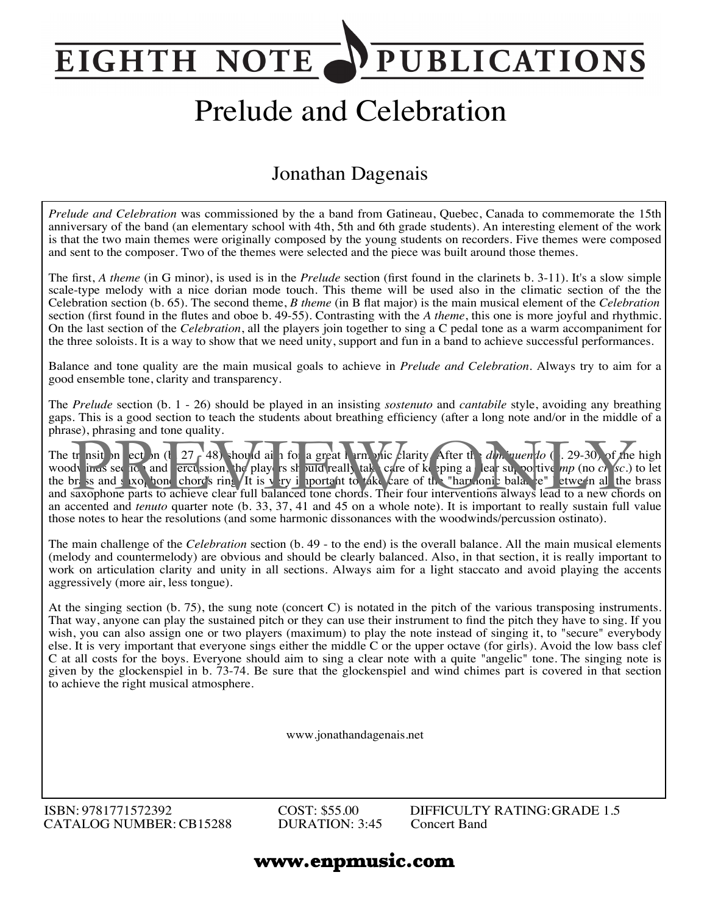# EIGHTH NOTE PUBLICATIONS

# Prelude and Celebration

## Jonathan Dagenais

*Prelude and Celebration* was commissioned by the a band from Gatineau, Quebec, Canada to commemorate the 15th anniversary of the band (an elementary school with 4th, 5th and 6th grade students). An interesting element of the work is that the two main themes were originally composed by the young students on recorders. Five themes were composed and sent to the composer. Two of the themes were selected and the piece was built around those themes.

The first, *A theme* (in G minor), is used is in the *Prelude* section (first found in the clarinets b. 3-11). It's a slow simple scale-type melody with a nice dorian mode touch. This theme will be used also in the climatic section of the the Celebration section (b. 65). The second theme, *B theme* (in B flat major) is the main musical element of the *Celebration* section (first found in the flutes and oboe b. 49-55). Contrasting with the *A theme*, this one is more joyful and rhythmic. On the last section of the *Celebration*, all the players join together to sing a C pedal tone as a warm accompaniment for the three soloists. It is a way to show that we need unity, support and fun in a band to achieve successful performances.

Balance and tone quality are the main musical goals to achieve in *Prelude and Celebration*. Always try to aim for a good ensemble tone, clarity and transparency.

The *Prelude* section (b. 1 - 26) should be played in an insisting *sostenuto* and *cantabile* style, avoiding any breathing gaps. This is a good section to teach the students about breathing efficiency (after a long note and/or in the middle of a phrase), phrasing and tone quality.

The transition section (b. 27 - 48) should aim for a great harmonic clarity. After the *diminuendo* (b. 29-30) of the high woodwinds section and percussion, the players should really take care of keeping a clear supportive *mp* (no *cresc.*) to let the brass and saxophone chords ring. It is very important to take care of the "harmonic balance" between all the brass and saxophone parts to achieve clear full balanced tone chords. Their four interventions always lead to a new chords on an accented and *tenuto* quarter note (b. 33, 37, 41 and 45 on a whole note). It is important to really sustain full value those notes to hear the resolutions (and some harmonic dissonances with the woodwinds/percussion ostinato).

The main challenge of the *Celebration* section (b. 49 - to the end) is the overall balance. All the main musical elements (melody and countermelody) are obvious and should be clearly balanced. Also, in that section, it is really important to work on articulation clarity and unity in all sections. Always aim for a light staccato and avoid playing the accents aggressively (more air, less tongue).

At the singing section (b. 75), the sung note (concert C) is notated in the pitch of the various transposing instruments. That way, anyone can play the sustained pitch or they can use their instrument to find the pitch they have to sing. If you wish, you can also assign one or two players (maximum) to play the note instead of singing it, to "secure" everybody else. It is very important that everyone sings either the middle C or the upper octave (for girls). Avoid the low bass clef C at all costs for the boys. Everyone should aim to sing a clear note with a quite "angelic" tone. The singing note is given by the glockenspiel in b. 73-74. Be sure that the glockenspiel and wind chimes part is covered in that section to achieve the right musical atmosphere.

www.jonathandagenais.net

ISBN: 9781771572392
CATALOG NUMBER: CB15288

COST: $55.00
DURATION: 3:45

DIFFICULTY RATING: GRADE 1.5
Concert Band

**www.enpmusic.com**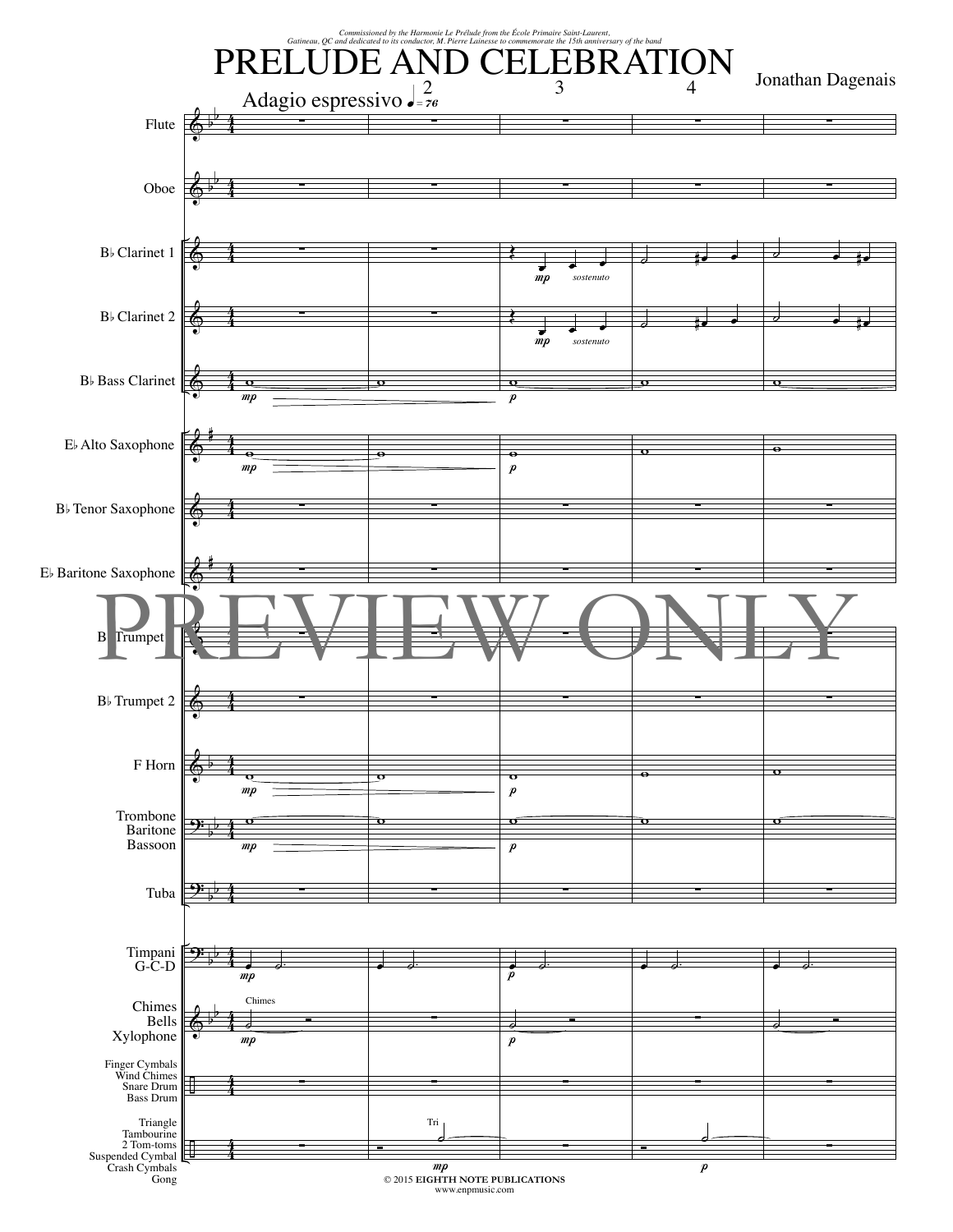*Commissioned by the Harmonie Le Prélude from the École Primaire Saint-Laurent, Gatineau, QC and dedicated to its conductor, M. Pierre Lainesse to commemorate the 15th anniversary of the band*

# PRELUDE AND CELEBRATION

Jonathan Dagenais

Adagio espressivo ♩= 76

Flute

Oboe

B♭ Clarinet 1

B♭ Clarinet 2

B♭ Bass Clarinet

E♭ Alto Saxophone

B♭ Tenor Saxophone

E♭ Baritone Saxophone

B♭ Trumpet 1

B♭ Trumpet 2

F Horn

Trombone
Baritone
Bassoon

Tuba

Timpani
G-C-D

Chimes
Bells
Xylophone

Finger Cymbals
Wind Chimes
Snare Drum
Bass Drum

Triangle
Tambourine
2 Tom-toms
Suspended Cymbal
Crash Cymbals
Gong

PREVIEW ONLY

© 2015 **EIGHTH NOTE PUBLICATIONS**
www.enpmusic.com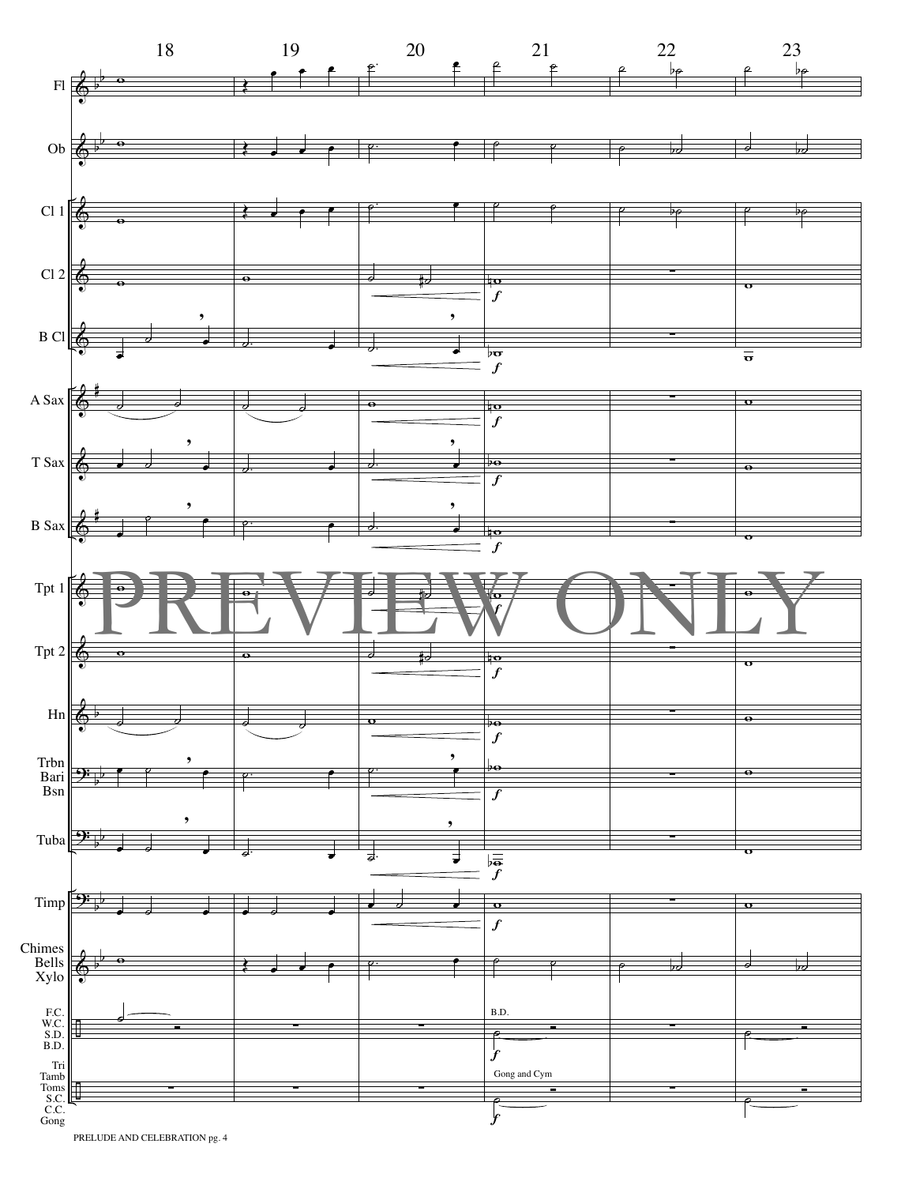PREVIEW ONLY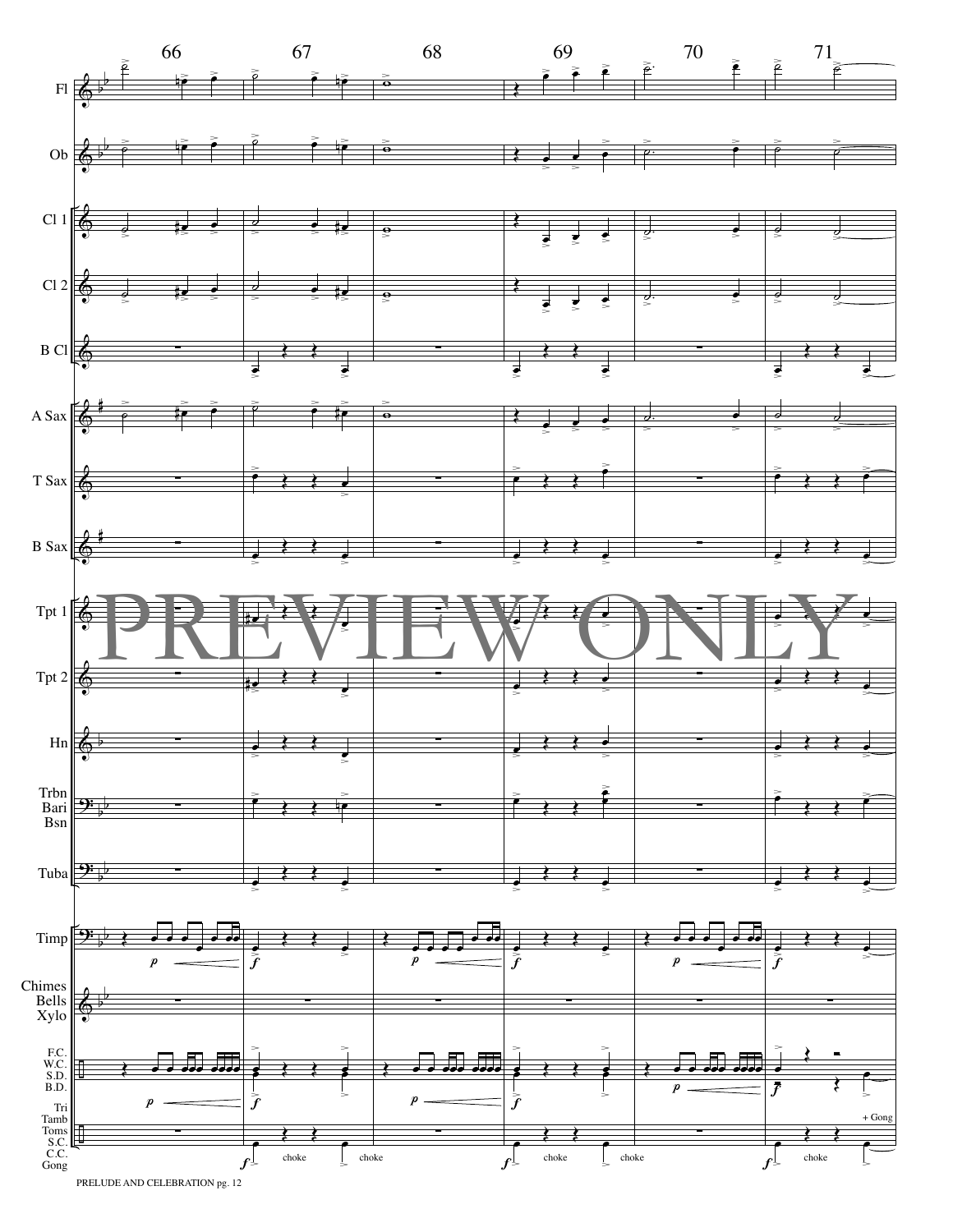66 67 68 69 70 71

Fl

Ob

Cl 1

Cl 2

B Cl

A Sax

T Sax

B Sax

PREVIEW ONLY

Tpt 1

Tpt 2

Hn

Trbn
Bari
Bsn

Tuba

Timp

*p* *f* *p* *f* *p* *f*

Chimes
Bells
Xylo

F.C.
W.C.
S.D.
B.D.

*p* *f* *p* *f* *p* *f*

Tri
Tamb
Toms
S.C.
C.C.
Gong

*f* choke choke *f* choke choke *f* choke + Gong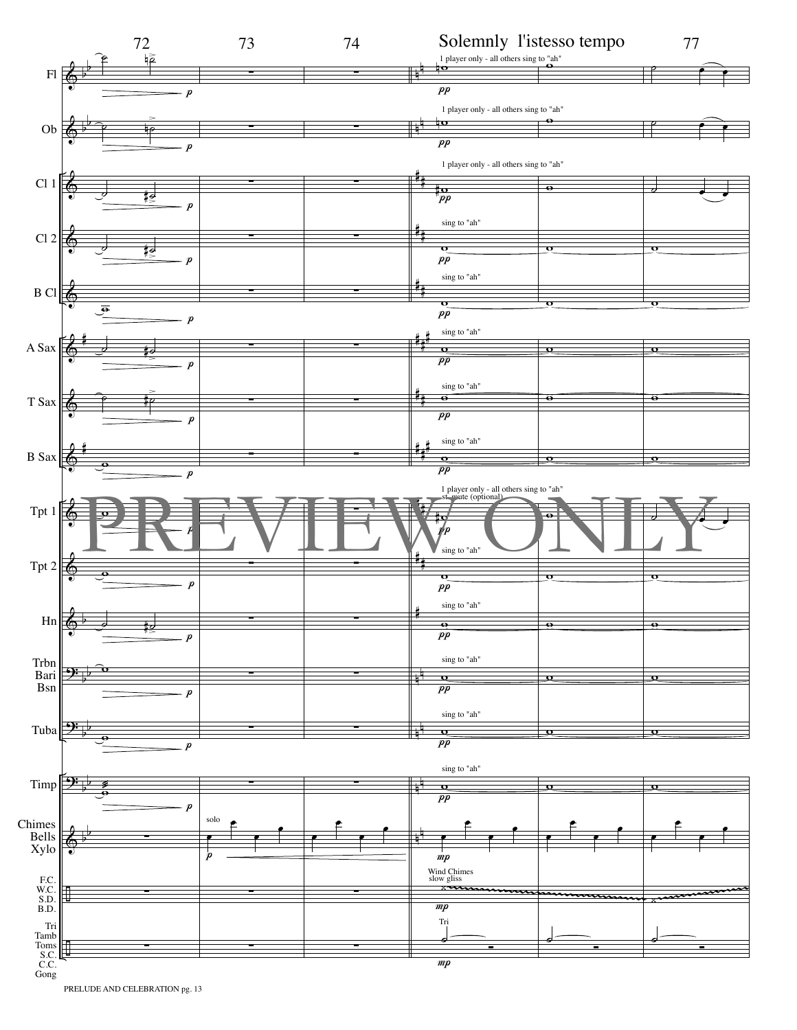72 73 74 Solemnly l'istesso tempo 77

Fl — 1 player only - all others sing to "ah"

Ob — 1 player only - all others sing to "ah"

Cl 1 — 1 player only - all others sing to "ah"

Cl 2 — sing to "ah"

B Cl — sing to "ah"

A Sax — sing to "ah"

T Sax — sing to "ah"

B Sax — sing to "ah"

Tpt 1 — 1 player only - all others sing to "ah" — st. mute (optional)

Tpt 2 — sing to "ah"

Hn — sing to "ah"

Trbn Bari Bsn — sing to "ah"

Tuba — sing to "ah"

Timp — sing to "ah"

Chimes Bells Xylo — solo

F.C. W.C. S.D. B.D. — Wind Chimes slow gliss

Tri Tamb Toms S.C. C.C. Gong — Tri

PREVIEW ONLY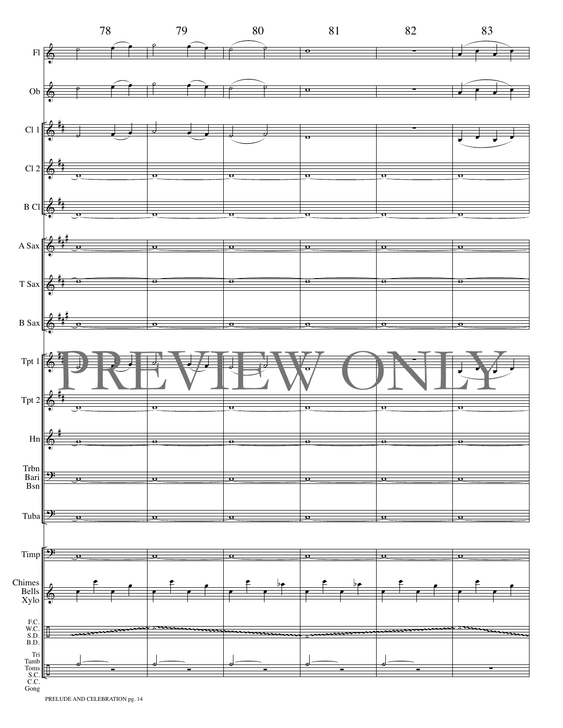78 79 80 81 82 83

Fl

Ob

Cl 1

Cl 2

B Cl

A Sax

T Sax

B Sax

Tpt 1

Tpt 2

Hn

Trbn
Bari
Bsn

Tuba

Timp

Chimes
Bells
Xylo

F.C.
W.C.
S.D.
B.D.

Tri
Tamb
Toms
S.C.
C.C.
Gong

PREVIEW ONLY

PRELUDE AND CELEBRATION pg. 14